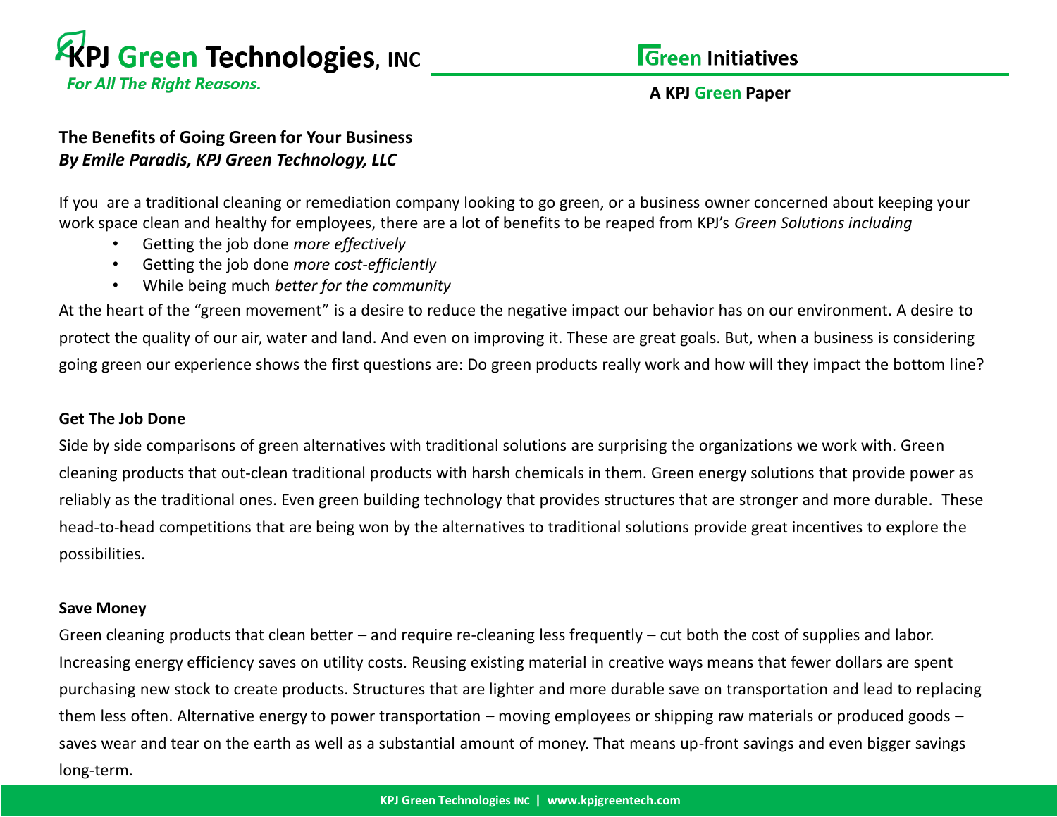# KPJ Green Technologies, INC

*For All The Right Reasons.*

**Green Initiatives**

**A KPJ Green Paper**

## The Benefits of Going Green for Your Business

***By Emile Paradis, KPJ Green Technology, LLC***

If you are a traditional cleaning or remediation company looking to go green, or a business owner concerned about keeping your work space clean and healthy for employees, there are a lot of benefits to be reaped from KPJ's *Green Solutions including*

- Getting the job done *more effectively*
- Getting the job done *more cost-efficiently*
- While being much *better for the community*

At the heart of the "green movement" is a desire to reduce the negative impact our behavior has on our environment. A desire to protect the quality of our air, water and land. And even on improving it. These are great goals. But, when a business is considering going green our experience shows the first questions are: Do green products really work and how will they impact the bottom line?

### Get The Job Done

Side by side comparisons of green alternatives with traditional solutions are surprising the organizations we work with. Green cleaning products that out-clean traditional products with harsh chemicals in them. Green energy solutions that provide power as reliably as the traditional ones. Even green building technology that provides structures that are stronger and more durable. These head-to-head competitions that are being won by the alternatives to traditional solutions provide great incentives to explore the possibilities.

### Save Money

Green cleaning products that clean better – and require re-cleaning less frequently – cut both the cost of supplies and labor. Increasing energy efficiency saves on utility costs. Reusing existing material in creative ways means that fewer dollars are spent purchasing new stock to create products. Structures that are lighter and more durable save on transportation and lead to replacing them less often. Alternative energy to power transportation – moving employees or shipping raw materials or produced goods – saves wear and tear on the earth as well as a substantial amount of money. That means up-front savings and even bigger savings long-term.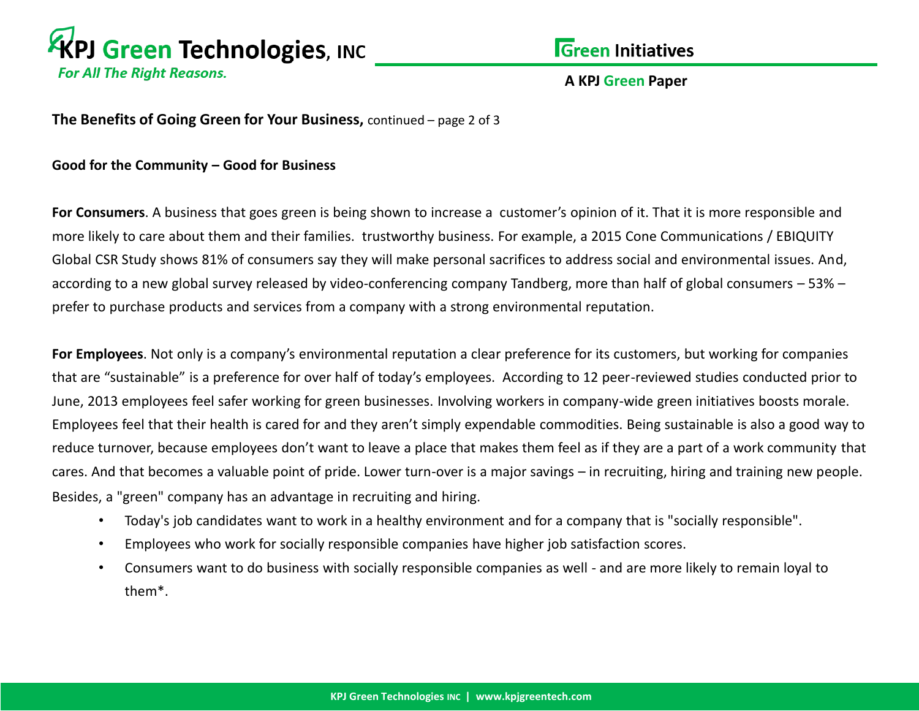**The Benefits of Going Green for Your Business,** continued

**Good for the Community – Good for Business**

**For Consumers**. A business that goes green is being shown to increase a customer's opinion of it. That it is more responsible and more likely to care about them and their families. trustworthy business. For example, a 2015 Cone Communications / EBIQUITY Global CSR Study shows 81% of consumers say they will make personal sacrifices to address social and environmental issues. And, according to a new global survey released by video-conferencing company Tandberg, more than half of global consumers – 53% – prefer to purchase products and services from a company with a strong environmental reputation.

**For Employees**. Not only is a company's environmental reputation a clear preference for its customers, but working for companies that are "sustainable" is a preference for over half of today's employees. According to 12 peer-reviewed studies conducted prior to June, 2013 employees feel safer working for green businesses. Involving workers in company-wide green initiatives boosts morale. Employees feel that their health is cared for and they aren't simply expendable commodities. Being sustainable is also a good way to reduce turnover, because employees don't want to leave a place that makes them feel as if they are a part of a work community that cares. And that becomes a valuable point of pride. Lower turn-over is a major savings – in recruiting, hiring and training new people. Besides, a "green" company has an advantage in recruiting and hiring.

- Today's job candidates want to work in a healthy environment and for a company that is "socially responsible".
- Employees who work for socially responsible companies have higher job satisfaction scores.
- Consumers want to do business with socially responsible companies as well - and are more likely to remain loyal to them*.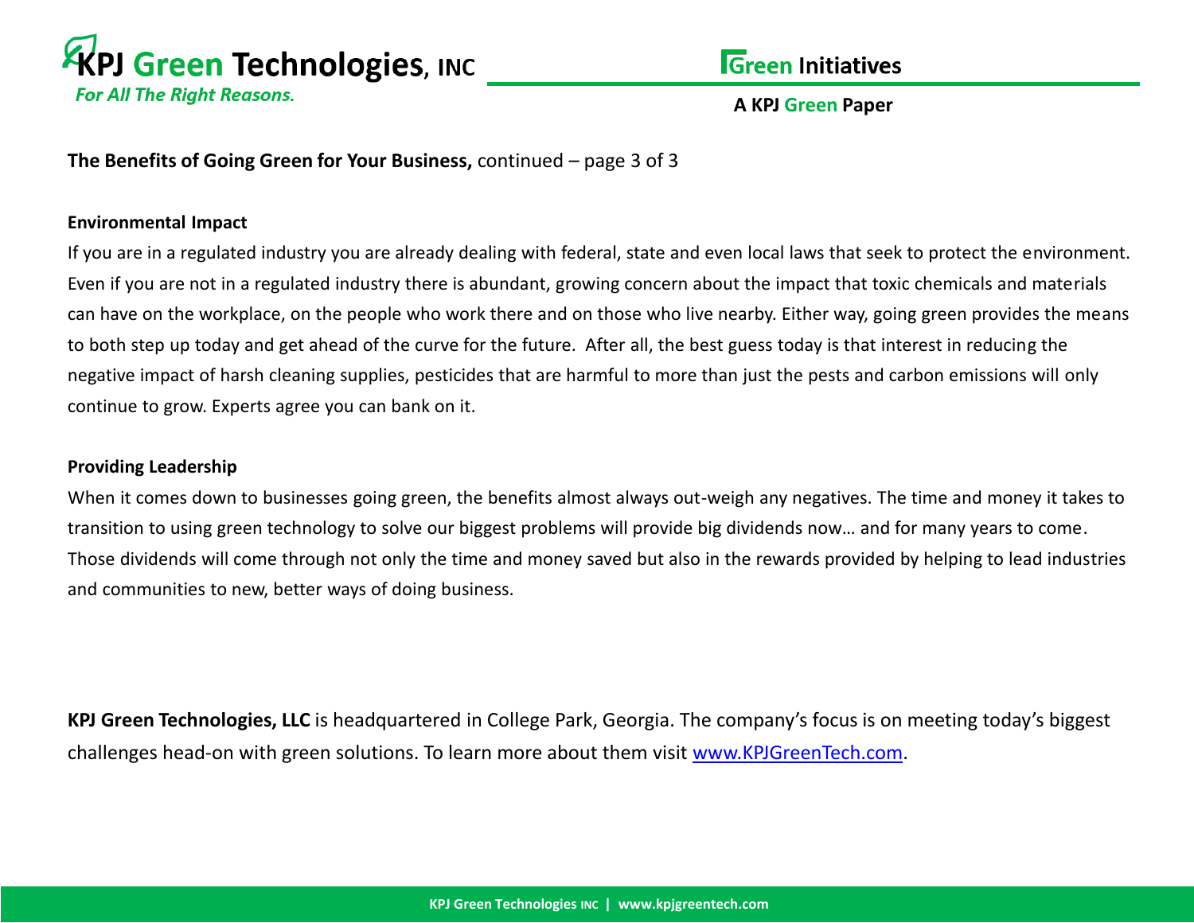**The Benefits of Going Green for Your Business,** continued – page 3 of 3

#### Environmental Impact

If you are in a regulated industry you are already dealing with federal, state and even local laws that seek to protect the environment. Even if you are not in a regulated industry there is abundant, growing concern about the impact that toxic chemicals and materials can have on the workplace, on the people who work there and on those who live nearby. Either way, going green provides the means to both step up today and get ahead of the curve for the future.  After all, the best guess today is that interest in reducing the negative impact of harsh cleaning supplies, pesticides that are harmful to more than just the pests and carbon emissions will only continue to grow. Experts agree you can bank on it.

#### Providing Leadership

When it comes down to businesses going green, the benefits almost always out-weigh any negatives. The time and money it takes to transition to using green technology to solve our biggest problems will provide big dividends now… and for many years to come. Those dividends will come through not only the time and money saved but also in the rewards provided by helping to lead industries and communities to new, better ways of doing business.

**KPJ Green Technologies, LLC** is headquartered in College Park, Georgia. The company's focus is on meeting today's biggest challenges head-on with green solutions. To learn more about them visit [www.KPJGreenTech.com](http://www.KPJGreenTech.com).